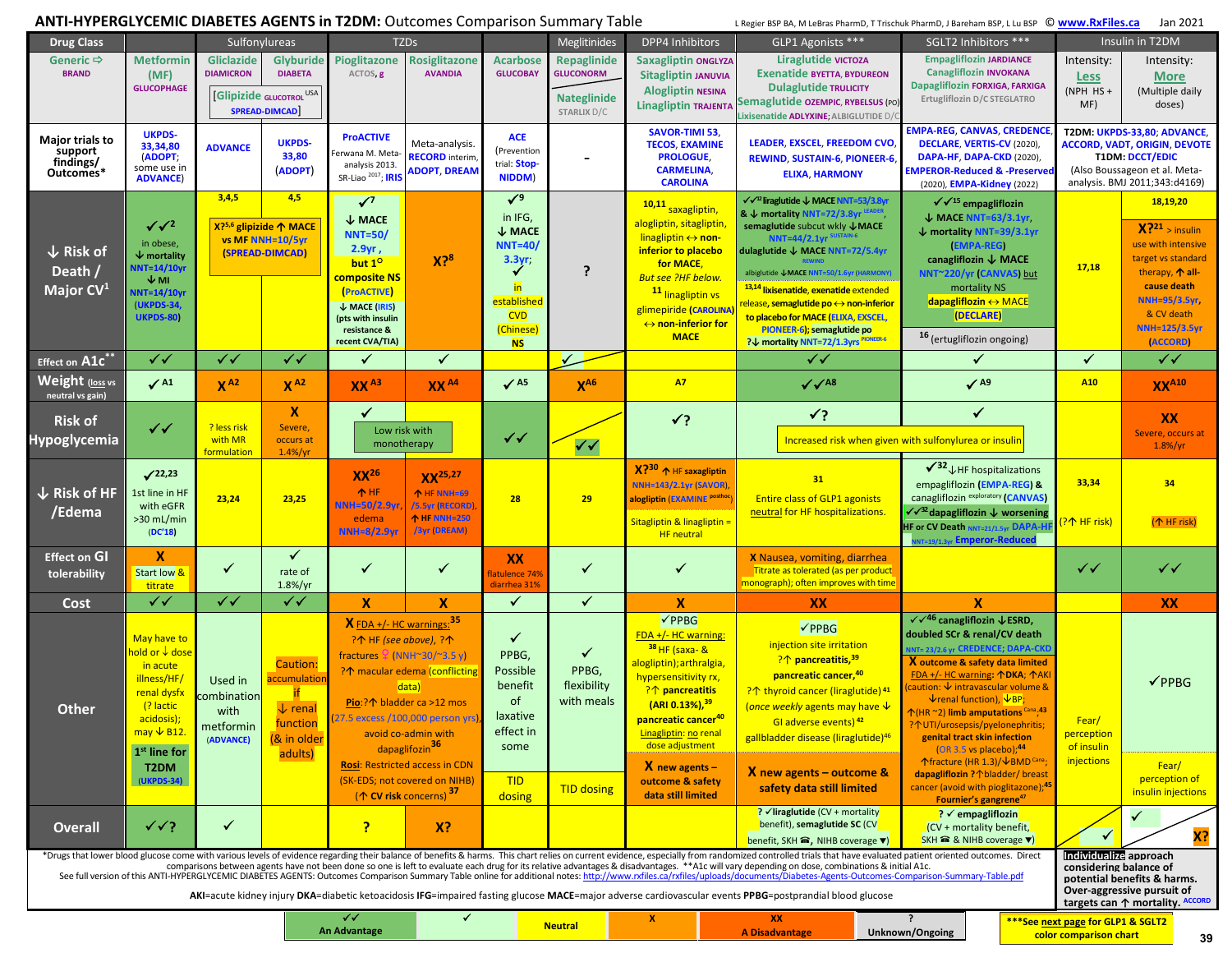# ANTI-HYPERGLYCEMIC DIABETES AGENTS in T2DM: Outcomes Comparison Summary Table

L Regier BSP BA, M LeBras PharmD, T Trischuk PharmD, J Bareham BSP, L Lu BSP © www.RxFiles.ca Jan 2021

| Drug Class | | Sulfonylureas | | TZDs | | | Meglitinides | DPP4 Inhibitors | GLP1 Agonists *** | SGLT2 Inhibitors *** | Insulin in T2DM | |
|---|---|---|---|---|---|---|---|---|---|---|---|---|
| Generic ⇨ BRAND | Metformin (MF) GLUCOPHAGE | Gliclazide DIAMICRON [Glipizide GLUCOTROL USA SPREAD-DIMCAD] | Glyburide DIABETA | Pioglitazone ACTOS, g | Rosiglitazone AVANDIA | Acarbose GLUCOBAY | Repaglinide GLUCONORM; Nateglinide STARLIX D/C | Saxagliptin ONGLYZA; Sitagliptin JANUVIA; Alogliptin NESINA; Linagliptin TRAJENTA | Liraglutide VICTOZA; Exenatide BYETTA, BYDUREON; Dulaglutide TRULICITY; Semaglutide OZEMPIC, RYBELSUS (PO); Lixisenatide ADLYXINE; ALBIGLUTIDE D/C | Empagliflozin JARDIANCE; Canagliflozin INVOKANA; Dapagliflozin FORXIGA, FARXIGA; Ertugliflozin D/C STEGLATRO | Intensity: Less (NPH HS + MF) | Intensity: More (Multiple daily doses) |
| Major trials to support findings/ Outcomes* | UKPDS-33,34,80 (ADOPT; some use in ADVANCE) | ADVANCE | UKPDS-33,80 (ADOPT) | ProACTIVE; Ferwana M. Meta-analysis 2013. SR-Liao 2017; IRIS | Meta-analysis. RECORD interim, ADOPT, DREAM | ACE (Prevention trial: Stop-NIDDM) | - | SAVOR-TIMI 53, TECOS, EXAMINE PROLOGUE, CARMELINA, CAROLINA | LEADER, EXSCEL, FREEDOM CVO, REWIND, SUSTAIN-6, PIONEER-6, ELIXA, HARMONY | EMPA-REG, CANVAS, CREDENCE, DECLARE, VERTIS-CV (2020), DAPA-HF, DAPA-CKD (2020), EMPEROR-Reduced & -Preserved (2020), EMPA-Kidney (2022) | T2DM: UKPDS-33,80; ADVANCE, ACCORD, VADT, ORIGIN, DEVOTE; T1DM: DCCT/EDIC (Also Boussageon et al. Meta-analysis. BMJ 2011;343:d4169) | |
| ↓ Risk of Death / Major CV[1] | ✓✓[2] in obese, ↓ mortality NNT=14/10yr ↓ MI NNT=14/10yr (UKPDS-34, UKPDS-80) | 3,4,5 X?[5,6] glipizide ↑ MACE vs MF NNH=10/5yr (SPREAD-DIMCAD) | 4,5 | ✓[7] ↓ MACE NNT=50/2.9yr, but 1° composite NS (ProACTIVE); ↓ MACE (IRIS) (pts with insulin resistance & recent CVA/TIA) | X?[8] | ✓[9] in IFG, ↓ MACE NNT=40/3.3yr; ✓ in established CVD (Chinese) NS | ? | [10,11] saxagliptin, alogliptin, sitagliptin, linagliptin ↔ non-inferior to placebo for MACE, But see ?HF below. [11] linagliptin vs glimepiride (CAROLINA) ↔ non-inferior for MACE | ✓✓[12] liraglutide ↓ MACE NNT=53/3.8yr & ↓ mortality NNT=72/3.8yr LEADER, semaglutide subcut wkly ↓ MACE NNT=44/2.1yr SUSTAIN-6; dulaglutide ↓ MACE NNT=72/5.4yr REWIND; albiglutide ↓ MACE NNT=50/1.6yr (HARMONY); [13,14] lixisenatide, exenatide extended release, semaglutide po ↔ non-inferior to placebo for MACE (ELIXA, EXSCEL, PIONEER-6); semaglutide po ?↓ mortality NNT=72/1.3yrs PIONEER-6 | ✓✓[15] empagliflozin ↓ MACE NNT=63/3.1yr, ↓ mortality NNT=39/3.1yr (EMPA-REG); canagliflozin ↓ MACE NNT~220/yr (CANVAS) but mortality NS; dapagliflozin ↔ MACE (DECLARE); [16] (ertugliflozin ongoing) | 17,18 | 18,19,20 X?[21] ↑ insulin use with intensive target vs standard therapy, ↑ all-cause death NNH=95/3.5yr, & CV death NNH=125/3.5yr (ACCORD) |
| Effect on A1c** | ✓✓ | ✓✓ | ✓✓ | ✓ | ✓ | | ✓ / | | ✓✓ | ✓ | ✓ | ✓✓ |
| Weight (loss vs neutral vs gain) | ✓ A1 | X A2 | X A2 | XX A3 | XX A4 | ✓ A5 | X A6 | A7 | ✓✓ A8 | ✓ A9 | A10 | XX A10 |
| Risk of Hypoglycemia | ✓✓ | ? less risk with MR formulation | X Severe, occurs at 1.4%/yr | ✓ Low risk with monotherapy | | ✓✓ | / ✓✓ | ✓? | ✓? Increased risk when given with sulfonylurea or insulin | ✓ | | XX Severe, occurs at 1.8%/yr |
| ↓ Risk of HF /Edema | ✓[22,23] 1st line in HF with eGFR >30 mL/min (DC'18) | 23,24 | 23,25 | XX[26] ↑ HF NNH=50/2.9yr, edema NNH=8/2.9yr | XX[25,27] ↑ HF NNH=69/5.5yr (RECORD), ↑ HF NNH=250/3yr (DREAM) | 28 | 29 | X?[30] ↑ HF saxagliptin NNH=143/2.1yr (SAVOR), alogliptin (EXAMINE posthoc); Sitagliptin & linagliptin = HF neutral | 31 Entire class of GLP1 agonists neutral for HF hospitalizations. | ✓[32] ↓ HF hospitalizations empagliflozin (EMPA-REG) & canagliflozin exploratory (CANVAS); ✓✓[32] dapagliflozin ↓ worsening HF or CV Death NNT=21/1.5yr DAPA-HF; NNT=19/1.3yr Emperor-Reduced | 33,34 (?↑ HF risk) | 34 (↑ HF risk) |
| Effect on GI tolerability | X Start low & titrate | ✓ | ✓ rate of 1.8%/yr | ✓ | ✓ | XX flatulence 74% diarrhea 31% | ✓ | ✓ | X Nausea, vomiting, diarrhea Titrate as tolerated (as per product monograph); often improves with time | | ✓✓ | ✓✓ |
| Cost | ✓✓ | ✓✓ | ✓✓ | X | X | ✓ | ✓ | X | XX | X | | XX |
| Other | May have to hold or ↓ dose in acute illness/HF/renal dysfx (? lactic acidosis); may ↓ B12. 1st line for T2DM (UKPDS-34) | Used in combination with metformin (ADVANCE) | Caution: accumulation if ↓ renal function (& in older adults) | X FDA +/- HC warnings:[35] ?↑ HF (see above), ?↑ fractures ♀ (NNH~30/~3.5 y) ?↑ macular edema (conflicting data); Pio: ?↑ bladder ca >12 mos (27.5 excess /100,000 person yrs), avoid co-admin with dapagliflozin[36]; Rosi: Restricted access in CDN (SK-EDS; not covered on NIHB) (↑ CV risk concerns)[37] | | ✓ PPBG, Possible benefit of laxative effect in some; TID dosing | ✓ PPBG, flexibility with meals; TID dosing | ✓PPBG; FDA +/- HC warning: [38] HF (saxa- & alogliptin); arthralgia, hypersensitivity rx, ?↑ pancreatitis (ARI 0.13%),[39] pancreatic cancer[40]; Linagliptin: no renal dose adjustment; X new agents – outcome & safety data still limited | ✓PPBG; injection site irritation; ?↑ pancreatitis,[39] pancreatic cancer,[40] ?↑ thyroid cancer (liraglutide)[41]; (once weekly agents may have ↓ GI adverse events)[42]; gallbladder disease (liraglutide)[46]; X new agents – outcome & safety data still limited | ✓✓[46] canagliflozin ↓ ESRD, doubled SCr & renal/CV death NNT= 23/2.6 yr CREDENCE; DAPA-CKD; X outcome & safety data limited; FDA +/- HC warning: ↑DKA; ↑AKI (caution: ↓ intravascular volume & ↓renal function), ↓BP; ↑(HR ~2) limb amputations Cana,[43]; ?↑UTI/urosepsis/pyelonephritis; genital tract skin infection (OR 3.5 vs placebo);[44] ↑fracture (HR 1.3)/↓BMD Cana; dapagliflozin ?↑bladder/ breast cancer (avoid with pioglitazone);[45] Fournier's gangrene[47] | Fear/ perception of insulin injections | ✓PPBG; Fear/ perception of insulin injections |
| Overall | ✓✓? | ✓ | | ? | X? | | | | ? ✓liraglutide (CV + mortality benefit), semaglutide SC (CV benefit, SKH ☎, NIHB coverage ▼) | ? ✓ empagliflozin (CV + mortality benefit, SKH ☎ & NIHB coverage ▼) | ✓ | ✓ / X? |

*Drugs that lower blood glucose come with various levels of evidence regarding their balance of benefits & harms. This chart relies on current evidence, especially from randomized controlled trials that have evaluated patient oriented outcomes. Direct comparisons between agents have not been done so one is left to evaluate each drug for its relative advantages & disadvantages. **A1c will vary depending on dose, combinations & initial A1c. See full version of this ANTI-HYPERGLYCEMIC DIABETES AGENTS: Outcomes Comparison Summary Table online for additional notes: http://www.rxfiles.ca/rxfiles/uploads/documents/Diabetes-Agents-Outcomes-Comparison-Summary-Table.pdf

**AKI**=acute kidney injury **DKA**=diabetic ketoacidosis **IFG**=impaired fasting glucose **MACE**=major adverse cardiovascular events **PPBG**=postprandial blood glucose

**Individualize approach considering balance of potential benefits & harms. Over-aggressive pursuit of targets can ↑ mortality.** ACCORD

Legend: ✓✓ An Advantage | ✓ | Neutral | X | XX A Disadvantage | ? Unknown/Ongoing

***See next page for GLP1 & SGLT2 color comparison chart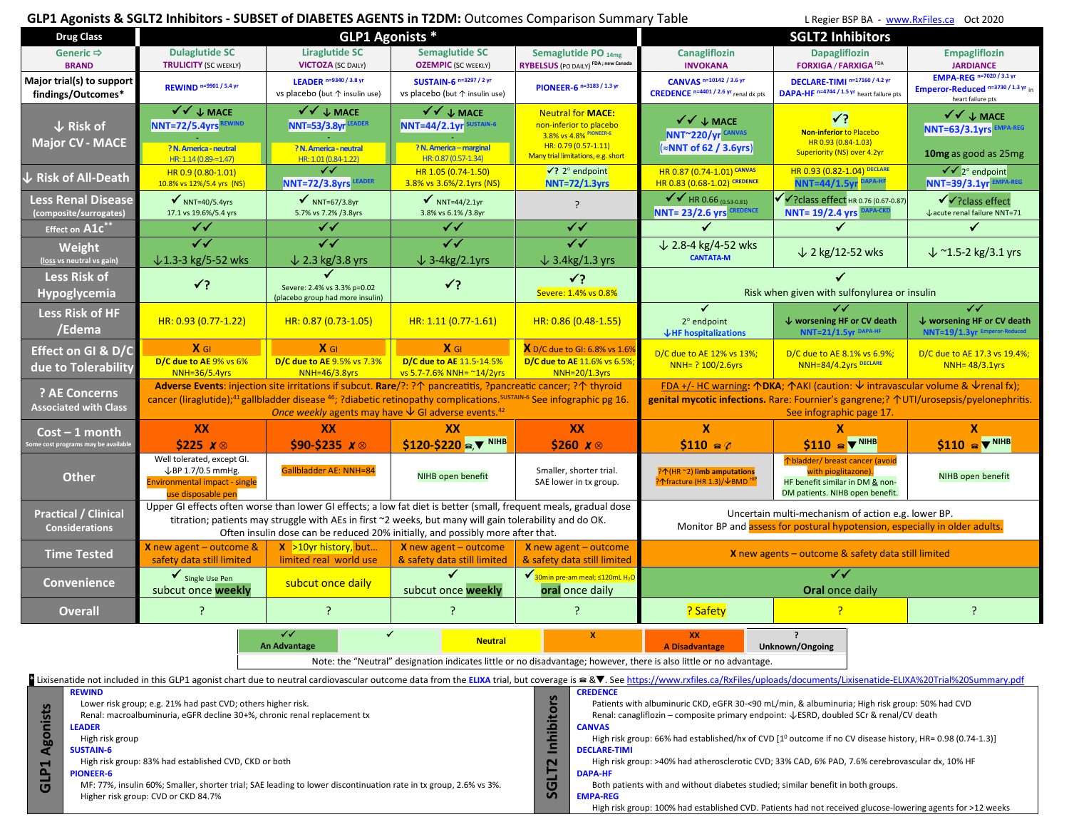# GLP1 Agonists & SGLT2 Inhibitors - SUBSET of DIABETES AGENTS in T2DM: Outcomes Comparison Summary Table

L Regier BSP BA - www.RxFiles.ca Oct 2020

| Drug Class | GLP1 Agonists * | | | | SGLT2 Inhibitors | | |
|---|---|---|---|---|---|---|---|
| Generic ⇨ BRAND | Dulaglutide SC TRULICITY (SC WEEKLY) | Liraglutide SC VICTOZA (SC DAILY) | Semaglutide SC OZEMPIC (SC WEEKLY) | Semaglutide PO 14mg RYBELSUS (PO DAILY) FDA; new Canada | Canagliflozin INVOKANA | Dapagliflozin FORXIGA / FARXIGA FDA | Empagliflozin JARDIANCE |
| Major trial(s) to support findings/Outcomes* | REWIND n=9901 / 5.4 yr | LEADER n=9340 / 3.8 yr vs placebo (but ↑ insulin use) | SUSTAIN-6 n=3297 / 2 yr vs placebo (but ↑ insulin use) | PIONEER-6 n=3183 / 1.3 yr | CANVAS n=10142 / 3.6 yr CREDENCE n=4401 / 2.6 yr renal dx pts | DECLARE-TIMI n=17160 / 4.2 yr DAPA-HF n=4744 / 1.5 yr heart failure pts | EMPA-REG n=7020 / 3.1 yr Emperor-Reduced n=3730 / 1.3 yr in heart failure pts |
| ↓ Risk of Major CV - MACE | ✔✔ ↓ MACE NNT=72/5.4yrs REWIND - ? N. America - neutral HR: 1.14 (0.89-1.47) | ✔✔ ↓ MACE NNT=53/3.8yr LEADER - ? N. America - neutral HR: 1.01 (0.84-1.22) | ✔✔ ↓ MACE NNT=44/2.1yr SUSTAIN-6 - ? N. America – marginal HR: 0.87 (0.57-1.34) | Neutral for MACE: non-inferior to placebo 3.8% vs 4.8% PIONEER-6 HR: 0.79 (0.57-1.11) Many trial limitations, e.g. short | ✔✔ ↓ MACE NNT~220/yr CANVAS (≈NNT of 62 / 3.6yrs) | ✔? Non-inferior to Placebo HR 0.93 (0.84-1.03) Superiority (NS) over 4.2yr | ✔✔ ↓ MACE NNT=63/3.1yrs EMPA-REG 10mg as good as 25mg |
| ↓ Risk of All-Death | HR 0.9 (0.80-1.01) 10.8% vs 12%/5.4 yrs (NS) | ✔✔ NNT=72/3.8yrs LEADER | HR 1.05 (0.74-1.50) 3.8% vs 3.6%/2.1yrs (NS) | ✔? 2° endpoint NNT=72/1.3yrs | HR 0.87 (0.74-1.01) CANVAS HR 0.83 (0.68-1.02) CREDENCE | HR 0.93 (0.82-1.04) DECLARE NNT=44/1.5yr DAPA-HF | ✔✔ 2° endpoint NNT=39/3.1yr EMPA-REG |
| Less Renal Disease (composite/surrogates) | ✔ NNT=40/5.4yrs 17.1 vs 19.6%/5.4 yrs | ✔ NNT=67/3.8yr 5.7% vs 7.2% /3.8yrs | ✔ NNT=44/2.1yr 3.8% vs 6.1% /3.8yr | ? | ✔✔ HR 0.66 (0.53-0.81) NNT= 23/2.6 yrs CREDENCE | ✔?class effect HR 0.76 (0.67-0.87) NNT= 19/2.4 yrs DAPA-CKD | ✔✔?class effect ↓acute renal failure NNT=71 |
| Effect on A1c** | ✔✔ | ✔✔ | ✔✔ | ✔✔ | ✔ | ✔ | ✔ |
| Weight (loss vs neutral vs gain) | ✔✔ ↓1.3-3 kg/5-52 wks | ✔✔ ↓ 2.3 kg/3.8 yrs | ✔✔ ↓ 3-4kg/2.1yrs | ✔✔ ↓ 3.4kg/1.3 yrs | ↓ 2.8-4 kg/4-52 wks CANTATA-M | ↓ 2 kg/12-52 wks | ↓ ~1.5-2 kg/3.1 yrs |
| Less Risk of Hypoglycemia | ✔? | ✔ Severe: 2.4% vs 3.3% p=0.02 (placebo group had more insulin) | ✔? | ✔? Severe: 1.4% vs 0.8% | ✔ Risk when given with sulfonylurea or insulin | | |
| Less Risk of HF /Edema | HR: 0.93 (0.77-1.22) | HR: 0.87 (0.73-1.05) | HR: 1.11 (0.77-1.61) | HR: 0.86 (0.48-1.55) | ✔ 2° endpoint ↓HF hospitalizations | ✔✔ ↓ worsening HF or CV death NNT=21/1.5yr DAPA-HF | ✔✔ ↓ worsening HF or CV death NNT=19/1.3yr Emperor-Reduced |
| Effect on GI & D/C due to Tolerability | X GI D/C due to AE 9% vs 6% NNH=36/5.4yrs | X GI D/C due to AE 9.5% vs 7.3% NNH=46/3.8yrs | X GI D/C due to AE 11.5-14.5% vs 5.7-7.6% NNH= ~14/2yrs | X D/C due to GI: 6.8% vs 1.6% D/C due to AE 11.6% vs 6.5%; NNH=20/1.3yrs | D/C due to AE 12% vs 13%; NNH= ? 100/2.6yrs | D/C due to AE 8.1% vs 6.9%; NNH=84/4.2yrs DECLARE | D/C due to AE 17.3 vs 19.4%; NNH= 48/3.1yrs |
| ? AE Concerns Associated with Class | Adverse Events: injection site irritations if subcut. Rare/?: ?↑ pancreatitis, ?pancreatic cancer; ?↑ thyroid cancer (liraglutide);[41] gallbladder disease [46]; ?diabetic retinopathy complications.SUSTAIN-6 See infographic pg 16. *Once weekly* agents may have ↓ GI adverse events.[42] | | | | FDA +/- HC warning: ↑DKA; ↑AKI (caution: ↓ intravascular volume & ↓renal fx); genital mycotic infections. Rare: Fournier's gangrene; ?↑UTI/urosepsis/pyelonephritis. See infographic page 17. | | |
| Cost – 1 month (Some cost programs may be available) | XX $225 ✗ ⊗ | XX $90-$235 ✗ ⊗ | XX $120-$220 ☎,▼ NIHB | XX $260 ✗ ⊗ | X $110 ☎ ✆ | X $110 ☎ ▼ NIHB | X $110 ☎ ▼ NIHB |
| Other | Well tolerated, except GI. ↓BP 1.7/0.5 mmHg. Environmental impact - single use disposable pen | Gallbladder AE: NNH=84 | NIHB open benefit | Smaller, shorter trial. SAE lower in tx group. | ?↑(HR ~2) limb amputations ?↑fracture (HR 1.3)/↓BMD HP | ↑bladder/ breast cancer (avoid with pioglitazone). HF benefit similar in DM & non-DM patients. NIHB open benefit. | NIHB open benefit |
| Practical / Clinical Considerations | Upper GI effects often worse than lower GI effects; a low fat diet is better (small, frequent meals, gradual dose titration; patients may struggle with AEs in first ~2 weeks, but many will gain tolerability and do OK. Often insulin dose can be reduced 20% initially, and possibly more after that. | | | | Uncertain multi-mechanism of action e.g. lower BP. Monitor BP and assess for postural hypotension, especially in older adults. | | |
| Time Tested | X new agent – outcome & safety data still limited | X >10yr history, but… limited real world use | X new agent – outcome & safety data still limited | X new agent – outcome & safety data still limited | X new agents – outcome & safety data still limited | | |
| Convenience | ✔ Single Use Pen subcut once **weekly** | subcut once daily | subcut once **weekly** | ✔ 30min pre-am meal; ≤120mL $H_2O$ **oral** once daily | ✔✔ Oral once daily | | |
| Overall | ? | ? | ? | ? | ? Safety | ? | ? |

Legend: ✔✔ An Advantage | ✔ | Neutral | X | XX A Disadvantage | ? Unknown/Ongoing

Note: the "Neutral" designation indicates little or no disadvantage; however, there is also little or no advantage.

\* Lixisenatide not included in this GLP1 agonist chart due to neutral cardiovascular outcome data from the ELIXA trial, but coverage is ☎ &▼. See https://www.rxfiles.ca/RxFiles/uploads/documents/Lixisenatide-ELIXA%20Trial%20Summary.pdf

## GLP1 Agonists

**REWIND**
Lower risk group; e.g. 21% had past CVD; others higher risk.
Renal: macroalbuminuria, eGFR decline 30+%, chronic renal replacement tx

**LEADER**
High risk group

**SUSTAIN-6**
High risk group: 83% had established CVD, CKD or both

**PIONEER-6**
MF: 77%, insulin 60%; Smaller, shorter trial; SAE leading to lower discontinuation rate in tx group, 2.6% vs 3%.
Higher risk group: CVD or CKD 84.7%

## SGLT2 Inhibitors

**CREDENCE**
Patients with albuminuric CKD, eGFR 30-<90 mL/min, & albuminuria; High risk group: 50% had CVD
Renal: canagliflozin – composite primary endpoint: ↓ESRD, doubled SCr & renal/CV death

**CANVAS**
High risk group: 66% had established/hx of CVD [1° outcome if no CV disease history, HR= 0.98 (0.74-1.3)]

**DECLARE-TIMI**
High risk group: >40% had atherosclerotic CVD; 33% CAD, 6% PAD, 7.6% cerebrovascular dx, 10% HF

**DAPA-HF**
Both patients with and without diabetes studied; similar benefit in both groups.

**EMPA-REG**
High risk group: 100% had established CVD. Patients had not received glucose-lowering agents for >12 weeks